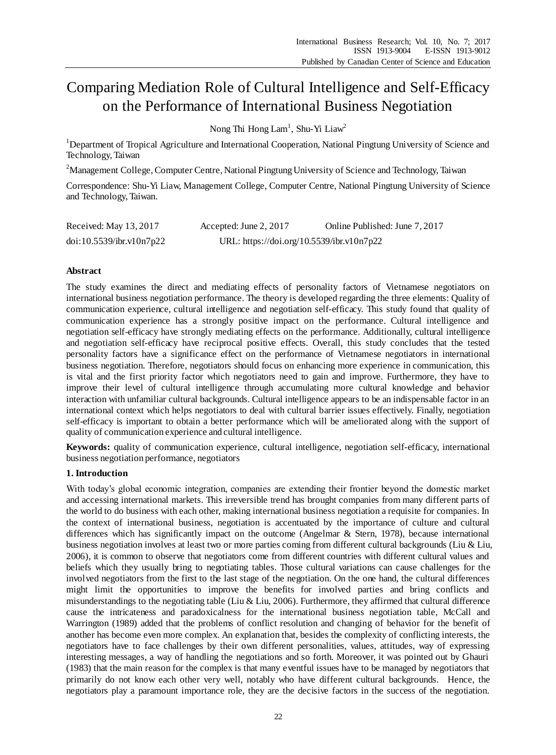# Comparing Mediation Role of Cultural Intelligence and Self-Efficacy on the Performance of International Business Negotiation

Nong Thi Hong Lam[1], Shu-Yi Liaw[2]

[1]Department of Tropical Agriculture and International Cooperation, National Pingtung University of Science and Technology, Taiwan

[2]Management College, Computer Centre, National Pingtung University of Science and Technology, Taiwan

Correspondence: Shu-Yi Liaw, Management College, Computer Centre, National Pingtung University of Science and Technology, Taiwan.

Received: May 13, 2017 Accepted: June 2, 2017 Online Published: June 7, 2017

doi:10.5539/ibr.v10n7p22 URL: https://doi.org/10.5539/ibr.v10n7p22

## Abstract

The study examines the direct and mediating effects of personality factors of Vietnamese negotiators on international business negotiation performance. The theory is developed regarding the three elements: Quality of communication experience, cultural intelligence and negotiation self-efficacy. This study found that quality of communication experience has a strongly positive impact on the performance. Cultural intelligence and negotiation self-efficacy have strongly mediating effects on the performance. Additionally, cultural intelligence and negotiation self-efficacy have reciprocal positive effects. Overall, this study concludes that the tested personality factors have a significance effect on the performance of Vietnamese negotiators in international business negotiation. Therefore, negotiators should focus on enhancing more experience in communication, this is vital and the first priority factor which negotiators need to gain and improve. Furthermore, they have to improve their level of cultural intelligence through accumulating more cultural knowledge and behavior interaction with unfamiliar cultural backgrounds. Cultural intelligence appears to be an indispensable factor in an international context which helps negotiators to deal with cultural barrier issues effectively. Finally, negotiation self-efficacy is important to obtain a better performance which will be ameliorated along with the support of quality of communication experience and cultural intelligence.

**Keywords:** quality of communication experience, cultural intelligence, negotiation self-efficacy, international business negotiation performance, negotiators

## 1. Introduction

With today's global economic integration, companies are extending their frontier beyond the domestic market and accessing international markets. This irreversible trend has brought companies from many different parts of the world to do business with each other, making international business negotiation a requisite for companies. In the context of international business, negotiation is accentuated by the importance of culture and cultural differences which has significantly impact on the outcome (Angelmar & Stern, 1978), because international business negotiation involves at least two or more parties coming from different cultural backgrounds (Liu & Liu, 2006), it is common to observe that negotiators come from different countries with different cultural values and beliefs which they usually bring to negotiating tables. Those cultural variations can cause challenges for the involved negotiators from the first to the last stage of the negotiation. On the one hand, the cultural differences might limit the opportunities to improve the benefits for involved parties and bring conflicts and misunderstandings to the negotiating table (Liu & Liu, 2006). Furthermore, they affirmed that cultural difference cause the intricateness and paradoxicalness for the international business negotiation table, McCall and Warrington (1989) added that the problems of conflict resolution and changing of behavior for the benefit of another has become even more complex. An explanation that, besides the complexity of conflicting interests, the negotiators have to face challenges by their own different personalities, values, attitudes, way of expressing interesting messages, a way of handling the negotiations and so forth. Moreover, it was pointed out by Ghauri (1983) that the main reason for the complex is that many eventful issues have to be managed by negotiators that primarily do not know each other very well, notably who have different cultural backgrounds. Hence, the negotiators play a paramount importance role, they are the decisive factors in the success of the negotiation.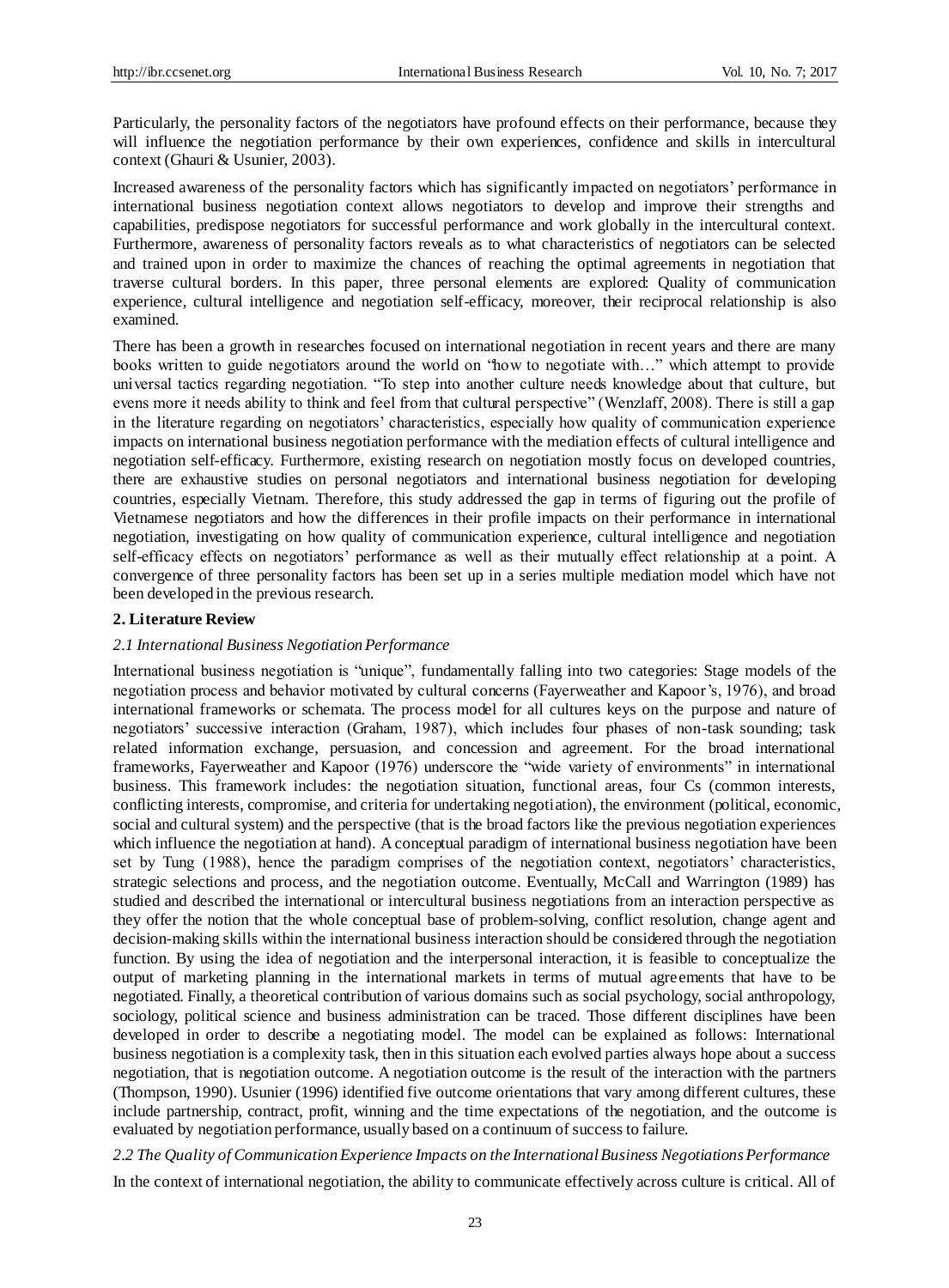Particularly, the personality factors of the negotiators have profound effects on their performance, because they will influence the negotiation performance by their own experiences, confidence and skills in intercultural context (Ghauri & Usunier, 2003).

Increased awareness of the personality factors which has significantly impacted on negotiators' performance in international business negotiation context allows negotiators to develop and improve their strengths and capabilities, predispose negotiators for successful performance and work globally in the intercultural context. Furthermore, awareness of personality factors reveals as to what characteristics of negotiators can be selected and trained upon in order to maximize the chances of reaching the optimal agreements in negotiation that traverse cultural borders. In this paper, three personal elements are explored: Quality of communication experience, cultural intelligence and negotiation self-efficacy, moreover, their reciprocal relationship is also examined.

There has been a growth in researches focused on international negotiation in recent years and there are many books written to guide negotiators around the world on "how to negotiate with…" which attempt to provide universal tactics regarding negotiation. "To step into another culture needs knowledge about that culture, but evens more it needs ability to think and feel from that cultural perspective" (Wenzlaff, 2008). There is still a gap in the literature regarding on negotiators' characteristics, especially how quality of communication experience impacts on international business negotiation performance with the mediation effects of cultural intelligence and negotiation self-efficacy. Furthermore, existing research on negotiation mostly focus on developed countries, there are exhaustive studies on personal negotiators and international business negotiation for developing countries, especially Vietnam. Therefore, this study addressed the gap in terms of figuring out the profile of Vietnamese negotiators and how the differences in their profile impacts on their performance in international negotiation, investigating on how quality of communication experience, cultural intelligence and negotiation self-efficacy effects on negotiators' performance as well as their mutually effect relationship at a point. A convergence of three personality factors has been set up in a series multiple mediation model which have not been developed in the previous research.

## 2. Literature Review

### *2.1 International Business Negotiation Performance*

International business negotiation is "unique", fundamentally falling into two categories: Stage models of the negotiation process and behavior motivated by cultural concerns (Fayerweather and Kapoor's, 1976), and broad international frameworks or schemata. The process model for all cultures keys on the purpose and nature of negotiators' successive interaction (Graham, 1987), which includes four phases of non-task sounding; task related information exchange, persuasion, and concession and agreement. For the broad international frameworks, Fayerweather and Kapoor (1976) underscore the "wide variety of environments" in international business. This framework includes: the negotiation situation, functional areas, four Cs (common interests, conflicting interests, compromise, and criteria for undertaking negotiation), the environment (political, economic, social and cultural system) and the perspective (that is the broad factors like the previous negotiation experiences which influence the negotiation at hand). A conceptual paradigm of international business negotiation have been set by Tung (1988), hence the paradigm comprises of the negotiation context, negotiators' characteristics, strategic selections and process, and the negotiation outcome. Eventually, McCall and Warrington (1989) has studied and described the international or intercultural business negotiations from an interaction perspective as they offer the notion that the whole conceptual base of problem-solving, conflict resolution, change agent and decision-making skills within the international business interaction should be considered through the negotiation function. By using the idea of negotiation and the interpersonal interaction, it is feasible to conceptualize the output of marketing planning in the international markets in terms of mutual agreements that have to be negotiated. Finally, a theoretical contribution of various domains such as social psychology, social anthropology, sociology, political science and business administration can be traced. Those different disciplines have been developed in order to describe a negotiating model. The model can be explained as follows: International business negotiation is a complexity task, then in this situation each evolved parties always hope about a success negotiation, that is negotiation outcome. A negotiation outcome is the result of the interaction with the partners (Thompson, 1990). Usunier (1996) identified five outcome orientations that vary among different cultures, these include partnership, contract, profit, winning and the time expectations of the negotiation, and the outcome is evaluated by negotiation performance, usually based on a continuum of success to failure.

### *2.2 The Quality of Communication Experience Impacts on the International Business Negotiations Performance*

In the context of international negotiation, the ability to communicate effectively across culture is critical. All of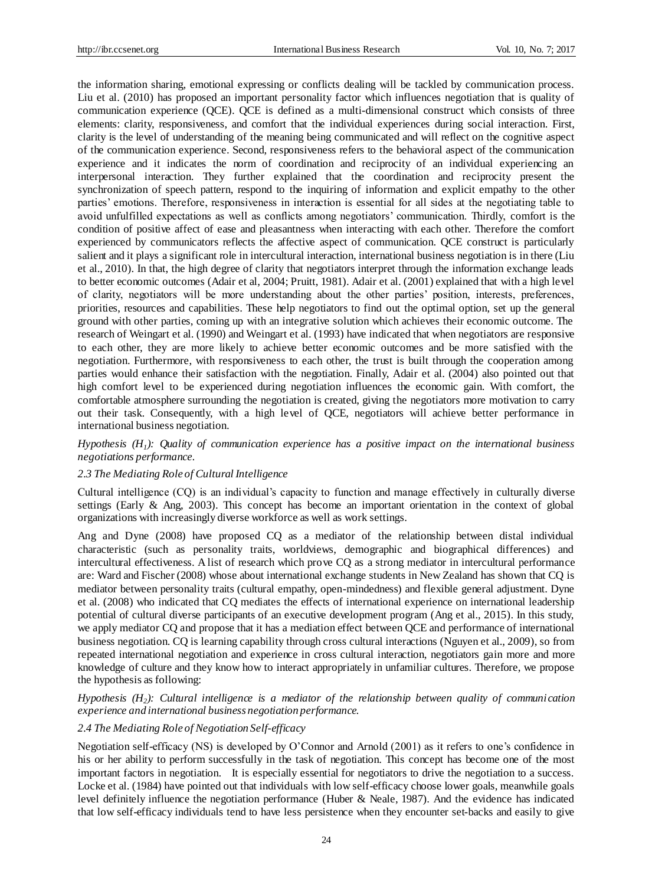the information sharing, emotional expressing or conflicts dealing will be tackled by communication process. Liu et al. (2010) has proposed an important personality factor which influences negotiation that is quality of communication experience (QCE). QCE is defined as a multi-dimensional construct which consists of three elements: clarity, responsiveness, and comfort that the individual experiences during social interaction. First, clarity is the level of understanding of the meaning being communicated and will reflect on the cognitive aspect of the communication experience. Second, responsiveness refers to the behavioral aspect of the communication experience and it indicates the norm of coordination and reciprocity of an individual experiencing an interpersonal interaction. They further explained that the coordination and reciprocity present the synchronization of speech pattern, respond to the inquiring of information and explicit empathy to the other parties' emotions. Therefore, responsiveness in interaction is essential for all sides at the negotiating table to avoid unfulfilled expectations as well as conflicts among negotiators' communication. Thirdly, comfort is the condition of positive affect of ease and pleasantness when interacting with each other. Therefore the comfort experienced by communicators reflects the affective aspect of communication. QCE construct is particularly salient and it plays a significant role in intercultural interaction, international business negotiation is in there (Liu et al., 2010). In that, the high degree of clarity that negotiators interpret through the information exchange leads to better economic outcomes (Adair et al, 2004; Pruitt, 1981). Adair et al. (2001) explained that with a high level of clarity, negotiators will be more understanding about the other parties' position, interests, preferences, priorities, resources and capabilities. These help negotiators to find out the optimal option, set up the general ground with other parties, coming up with an integrative solution which achieves their economic outcome. The research of Weingart et al. (1990) and Weingart et al. (1993) have indicated that when negotiators are responsive to each other, they are more likely to achieve better economic outcomes and be more satisfied with the negotiation. Furthermore, with responsiveness to each other, the trust is built through the cooperation among parties would enhance their satisfaction with the negotiation. Finally, Adair et al. (2004) also pointed out that high comfort level to be experienced during negotiation influences the economic gain. With comfort, the comfortable atmosphere surrounding the negotiation is created, giving the negotiators more motivation to carry out their task. Consequently, with a high level of QCE, negotiators will achieve better performance in international business negotiation.

*Hypothesis ($H_1$): Quality of communication experience has a positive impact on the international business negotiations performance.*

### 2.3 The Mediating Role of Cultural Intelligence

Cultural intelligence (CQ) is an individual's capacity to function and manage effectively in culturally diverse settings (Early & Ang, 2003). This concept has become an important orientation in the context of global organizations with increasingly diverse workforce as well as work settings.

Ang and Dyne (2008) have proposed CQ as a mediator of the relationship between distal individual characteristic (such as personality traits, worldviews, demographic and biographical differences) and intercultural effectiveness. A list of research which prove CQ as a strong mediator in intercultural performance are: Ward and Fischer (2008) whose about international exchange students in New Zealand has shown that CQ is mediator between personality traits (cultural empathy, open-mindedness) and flexible general adjustment. Dyne et al. (2008) who indicated that CQ mediates the effects of international experience on international leadership potential of cultural diverse participants of an executive development program (Ang et al., 2015). In this study, we apply mediator CQ and propose that it has a mediation effect between QCE and performance of international business negotiation. CQ is learning capability through cross cultural interactions (Nguyen et al., 2009), so from repeated international negotiation and experience in cross cultural interaction, negotiators gain more and more knowledge of culture and they know how to interact appropriately in unfamiliar cultures. Therefore, we propose the hypothesis as following:

*Hypothesis ($H_2$): Cultural intelligence is a mediator of the relationship between quality of communication experience and international business negotiation performance.*

### 2.4 The Mediating Role of Negotiation Self-efficacy

Negotiation self-efficacy (NS) is developed by O'Connor and Arnold (2001) as it refers to one's confidence in his or her ability to perform successfully in the task of negotiation. This concept has become one of the most important factors in negotiation. It is especially essential for negotiators to drive the negotiation to a success. Locke et al. (1984) have pointed out that individuals with low self-efficacy choose lower goals, meanwhile goals level definitely influence the negotiation performance (Huber & Neale, 1987). And the evidence has indicated that low self-efficacy individuals tend to have less persistence when they encounter set-backs and easily to give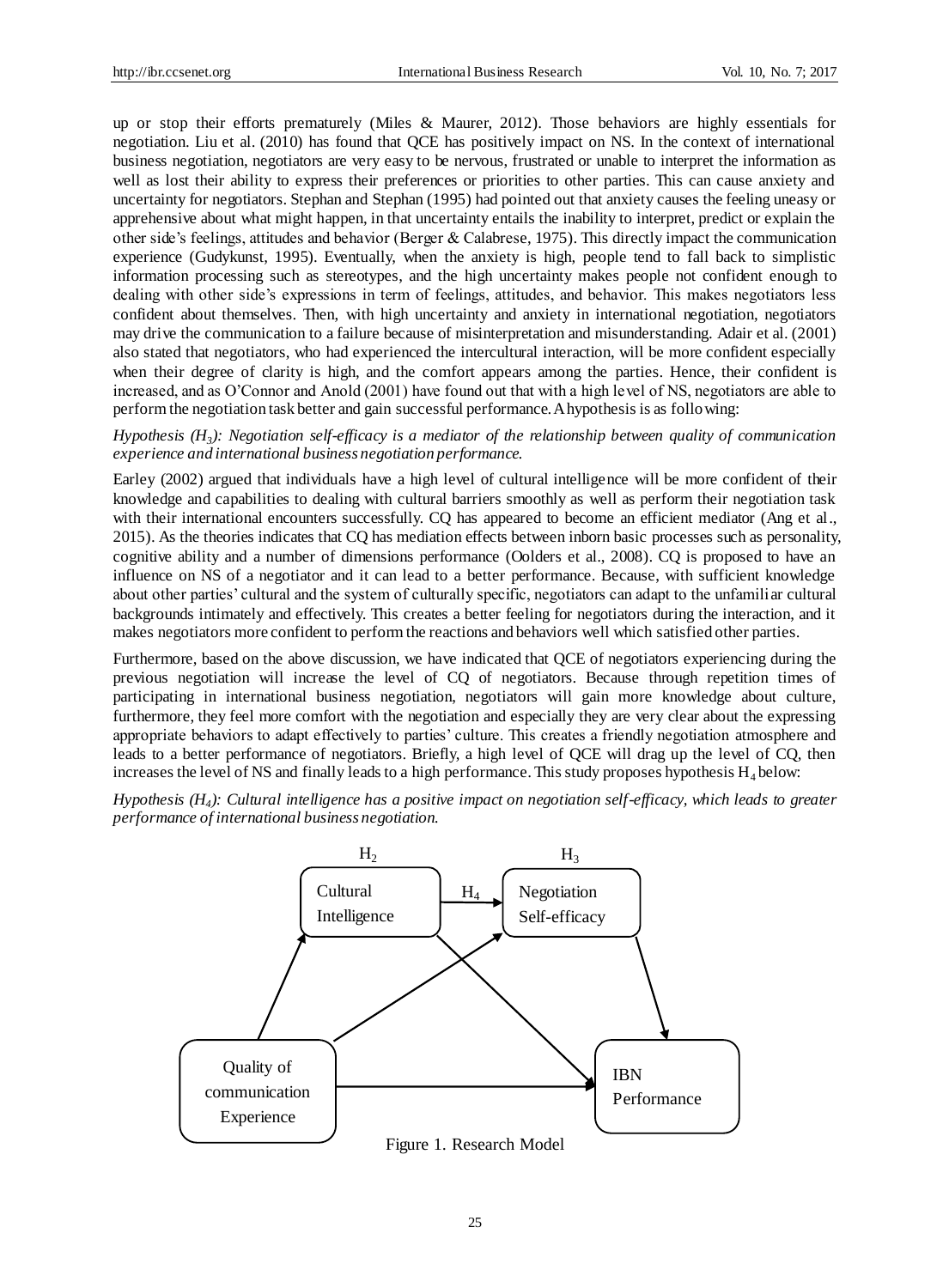up or stop their efforts prematurely (Miles & Maurer, 2012). Those behaviors are highly essentials for negotiation. Liu et al. (2010) has found that QCE has positively impact on NS. In the context of international business negotiation, negotiators are very easy to be nervous, frustrated or unable to interpret the information as well as lost their ability to express their preferences or priorities to other parties. This can cause anxiety and uncertainty for negotiators. Stephan and Stephan (1995) had pointed out that anxiety causes the feeling uneasy or apprehensive about what might happen, in that uncertainty entails the inability to interpret, predict or explain the other side's feelings, attitudes and behavior (Berger & Calabrese, 1975). This directly impact the communication experience (Gudykunst, 1995). Eventually, when the anxiety is high, people tend to fall back to simplistic information processing such as stereotypes, and the high uncertainty makes people not confident enough to dealing with other side's expressions in term of feelings, attitudes, and behavior. This makes negotiators less confident about themselves. Then, with high uncertainty and anxiety in international negotiation, negotiators may drive the communication to a failure because of misinterpretation and misunderstanding. Adair et al. (2001) also stated that negotiators, who had experienced the intercultural interaction, will be more confident especially when their degree of clarity is high, and the comfort appears among the parties. Hence, their confident is increased, and as O'Connor and Anold (2001) have found out that with a high level of NS, negotiators are able to perform the negotiation task better and gain successful performance. A hypothesis is as following:

*Hypothesis ($H_3$): Negotiation self-efficacy is a mediator of the relationship between quality of communication experience and international business negotiation performance.*

Earley (2002) argued that individuals have a high level of cultural intelligence will be more confident of their knowledge and capabilities to dealing with cultural barriers smoothly as well as perform their negotiation task with their international encounters successfully. CQ has appeared to become an efficient mediator (Ang et al., 2015). As the theories indicates that CQ has mediation effects between inborn basic processes such as personality, cognitive ability and a number of dimensions performance (Oolders et al., 2008). CQ is proposed to have an influence on NS of a negotiator and it can lead to a better performance. Because, with sufficient knowledge about other parties' cultural and the system of culturally specific, negotiators can adapt to the unfamiliar cultural backgrounds intimately and effectively. This creates a better feeling for negotiators during the interaction, and it makes negotiators more confident to perform the reactions and behaviors well which satisfied other parties.

Furthermore, based on the above discussion, we have indicated that QCE of negotiators experiencing during the previous negotiation will increase the level of CQ of negotiators. Because through repetition times of participating in international business negotiation, negotiators will gain more knowledge about culture, furthermore, they feel more comfort with the negotiation and especially they are very clear about the expressing appropriate behaviors to adapt effectively to parties' culture. This creates a friendly negotiation atmosphere and leads to a better performance of negotiators. Briefly, a high level of QCE will drag up the level of CQ, then increases the level of NS and finally leads to a high performance. This study proposes hypothesis $H_4$ below:

*Hypothesis ($H_4$): Cultural intelligence has a positive impact on negotiation self-efficacy, which leads to greater performance of international business negotiation.*

$H_2$

$H_3$

Cultural Intelligence

$H_4$

Negotiation Self-efficacy

Quality of communication Experience

IBN Performance

Figure 1. Research Model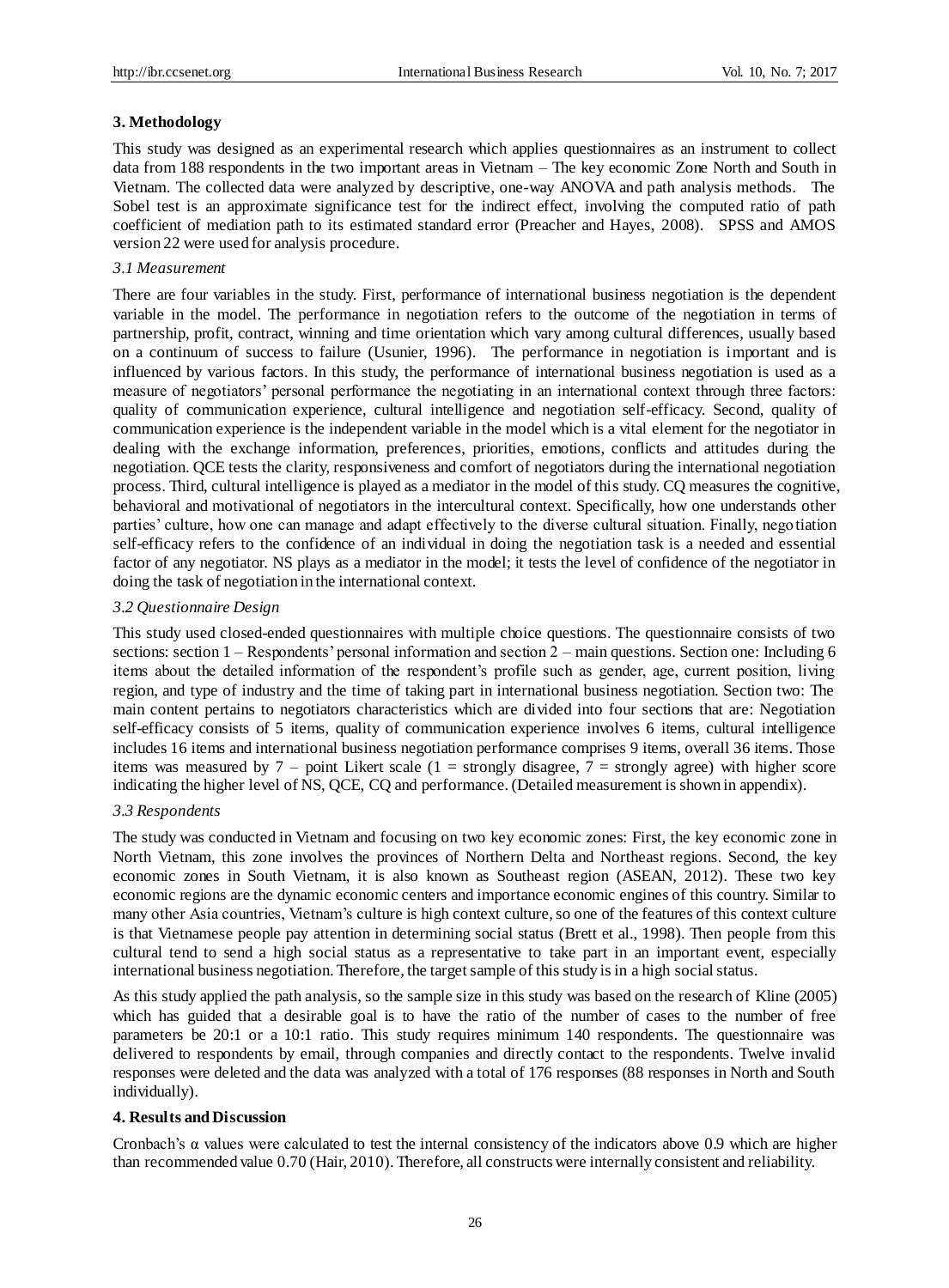## 3. Methodology

This study was designed as an experimental research which applies questionnaires as an instrument to collect data from 188 respondents in the two important areas in Vietnam – The key economic Zone North and South in Vietnam. The collected data were analyzed by descriptive, one-way ANOVA and path analysis methods. The Sobel test is an approximate significance test for the indirect effect, involving the computed ratio of path coefficient of mediation path to its estimated standard error (Preacher and Hayes, 2008). SPSS and AMOS version 22 were used for analysis procedure.

### *3.1 Measurement*

There are four variables in the study. First, performance of international business negotiation is the dependent variable in the model. The performance in negotiation refers to the outcome of the negotiation in terms of partnership, profit, contract, winning and time orientation which vary among cultural differences, usually based on a continuum of success to failure (Usunier, 1996). The performance in negotiation is important and is influenced by various factors. In this study, the performance of international business negotiation is used as a measure of negotiators' personal performance the negotiating in an international context through three factors: quality of communication experience, cultural intelligence and negotiation self-efficacy. Second, quality of communication experience is the independent variable in the model which is a vital element for the negotiator in dealing with the exchange information, preferences, priorities, emotions, conflicts and attitudes during the negotiation. QCE tests the clarity, responsiveness and comfort of negotiators during the international negotiation process. Third, cultural intelligence is played as a mediator in the model of this study. CQ measures the cognitive, behavioral and motivational of negotiators in the intercultural context. Specifically, how one understands other parties' culture, how one can manage and adapt effectively to the diverse cultural situation. Finally, negotiation self-efficacy refers to the confidence of an individual in doing the negotiation task is a needed and essential factor of any negotiator. NS plays as a mediator in the model; it tests the level of confidence of the negotiator in doing the task of negotiation in the international context.

### *3.2 Questionnaire Design*

This study used closed-ended questionnaires with multiple choice questions. The questionnaire consists of two sections: section 1 – Respondents' personal information and section 2 – main questions. Section one: Including 6 items about the detailed information of the respondent's profile such as gender, age, current position, living region, and type of industry and the time of taking part in international business negotiation. Section two: The main content pertains to negotiators characteristics which are divided into four sections that are: Negotiation self-efficacy consists of 5 items, quality of communication experience involves 6 items, cultural intelligence includes 16 items and international business negotiation performance comprises 9 items, overall 36 items. Those items was measured by 7 – point Likert scale (1 = strongly disagree, 7 = strongly agree) with higher score indicating the higher level of NS, QCE, CQ and performance. (Detailed measurement is shown in appendix).

### *3.3 Respondents*

The study was conducted in Vietnam and focusing on two key economic zones: First, the key economic zone in North Vietnam, this zone involves the provinces of Northern Delta and Northeast regions. Second, the key economic zones in South Vietnam, it is also known as Southeast region (ASEAN, 2012). These two key economic regions are the dynamic economic centers and importance economic engines of this country. Similar to many other Asia countries, Vietnam's culture is high context culture, so one of the features of this context culture is that Vietnamese people pay attention in determining social status (Brett et al., 1998). Then people from this cultural tend to send a high social status as a representative to take part in an important event, especially international business negotiation. Therefore, the target sample of this study is in a high social status.

As this study applied the path analysis, so the sample size in this study was based on the research of Kline (2005) which has guided that a desirable goal is to have the ratio of the number of cases to the number of free parameters be 20:1 or a 10:1 ratio. This study requires minimum 140 respondents. The questionnaire was delivered to respondents by email, through companies and directly contact to the respondents. Twelve invalid responses were deleted and the data was analyzed with a total of 176 responses (88 responses in North and South individually).

## 4. Results and Discussion

Cronbach's α values were calculated to test the internal consistency of the indicators above 0.9 which are higher than recommended value 0.70 (Hair, 2010). Therefore, all constructs were internally consistent and reliability.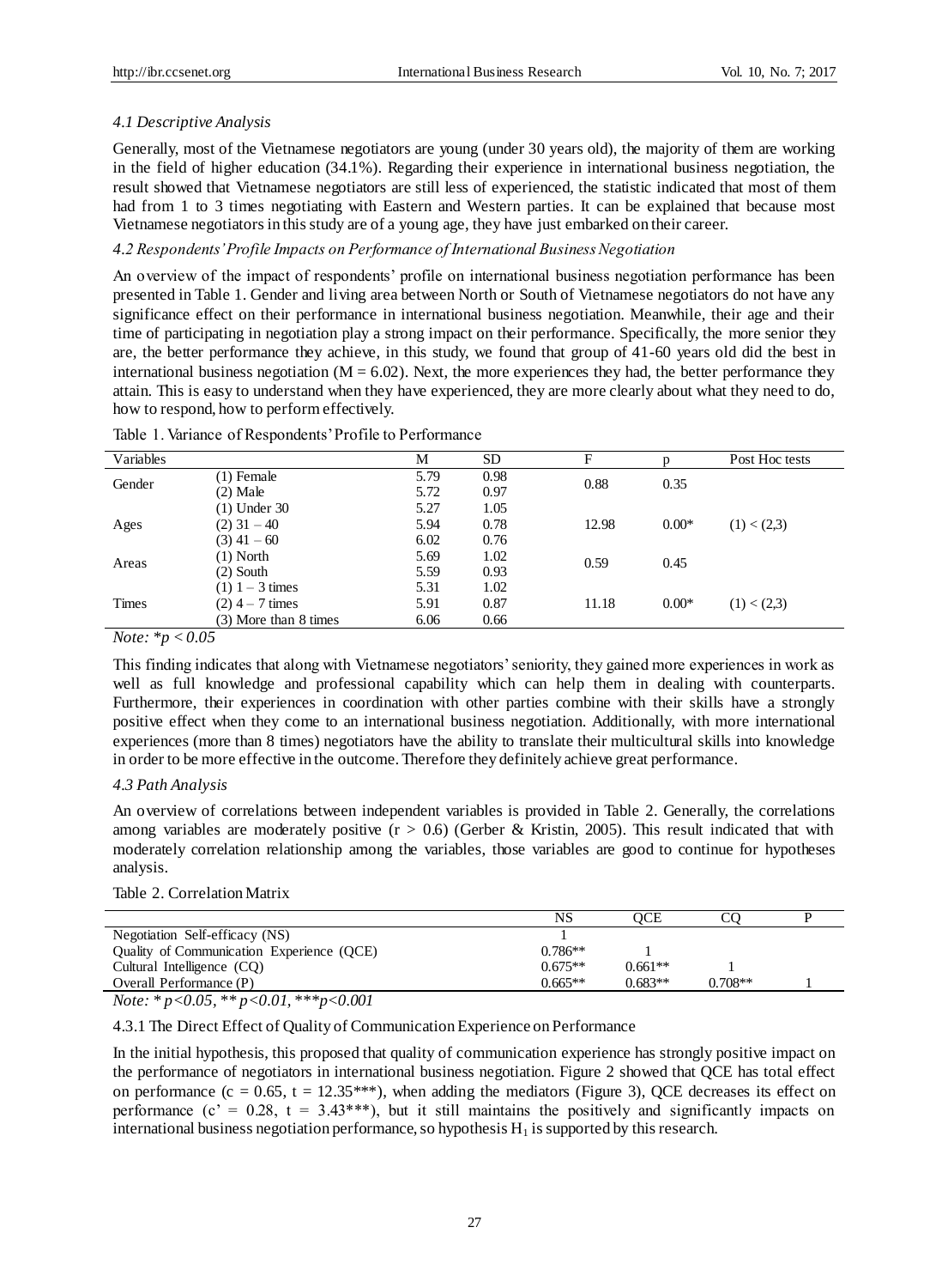### 4.1 Descriptive Analysis

Generally, most of the Vietnamese negotiators are young (under 30 years old), the majority of them are working in the field of higher education (34.1%). Regarding their experience in international business negotiation, the result showed that Vietnamese negotiators are still less of experienced, the statistic indicated that most of them had from 1 to 3 times negotiating with Eastern and Western parties. It can be explained that because most Vietnamese negotiators in this study are of a young age, they have just embarked on their career.

### 4.2 Respondents' Profile Impacts on Performance of International Business Negotiation

An overview of the impact of respondents' profile on international business negotiation performance has been presented in Table 1. Gender and living area between North or South of Vietnamese negotiators do not have any significance effect on their performance in international business negotiation. Meanwhile, their age and their time of participating in negotiation play a strong impact on their performance. Specifically, the more senior they are, the better performance they achieve, in this study, we found that group of 41-60 years old did the best in international business negotiation ($M = 6.02$). Next, the more experiences they had, the better performance they attain. This is easy to understand when they have experienced, they are more clearly about what they need to do, how to respond, how to perform effectively.

Table 1. Variance of Respondents' Profile to Performance

| Variables | | M | SD | F | p | Post Hoc tests |
|---|---|---|---|---|---|---|
| Gender | (1) Female | 5.79 | 0.98 | 0.88 | 0.35 | |
| | (2) Male | 5.72 | 0.97 | | | |
| Ages | (1) Under 30 | 5.27 | 1.05 | 12.98 | 0.00* | (1) < (2,3) |
| | (2) 31 – 40 | 5.94 | 0.78 | | | |
| | (3) 41 – 60 | 6.02 | 0.76 | | | |
| Areas | (1) North | 5.69 | 1.02 | 0.59 | 0.45 | |
| | (2) South | 5.59 | 0.93 | | | |
| Times | (1) 1 – 3 times | 5.31 | 1.02 | 11.18 | 0.00* | (1) < (2,3) |
| | (2) 4 – 7 times | 5.91 | 0.87 | | | |
| | (3) More than 8 times | 6.06 | 0.66 | | | |

*Note:* $*p < 0.05$

This finding indicates that along with Vietnamese negotiators' seniority, they gained more experiences in work as well as full knowledge and professional capability which can help them in dealing with counterparts. Furthermore, their experiences in coordination with other parties combine with their skills have a strongly positive effect when they come to an international business negotiation. Additionally, with more international experiences (more than 8 times) negotiators have the ability to translate their multicultural skills into knowledge in order to be more effective in the outcome. Therefore they definitely achieve great performance.

### 4.3 Path Analysis

An overview of correlations between independent variables is provided in Table 2. Generally, the correlations among variables are moderately positive ($r > 0.6$) (Gerber & Kristin, 2005). This result indicated that with moderately correlation relationship among the variables, those variables are good to continue for hypotheses analysis.

Table 2. Correlation Matrix

| | NS | QCE | CQ | P |
|---|---|---|---|---|
| Negotiation Self-efficacy (NS) | 1 | | | |
| Quality of Communication Experience (QCE) | 0.786** | 1 | | |
| Cultural Intelligence (CQ) | 0.675** | 0.661** | 1 | |
| Overall Performance (P) | 0.665** | 0.683** | 0.708** | 1 |

*Note:* $* p<0.05$, $** p<0.01$, $*** p<0.001$

#### 4.3.1 The Direct Effect of Quality of Communication Experience on Performance

In the initial hypothesis, this proposed that quality of communication experience has strongly positive impact on the performance of negotiators in international business negotiation. Figure 2 showed that QCE has total effect on performance ($c = 0.65$, $t = 12.35$***), when adding the mediators (Figure 3), QCE decreases its effect on performance ($c' = 0.28$, $t = 3.43$***), but it still maintains the positively and significantly impacts on international business negotiation performance, so hypothesis $H_1$ is supported by this research.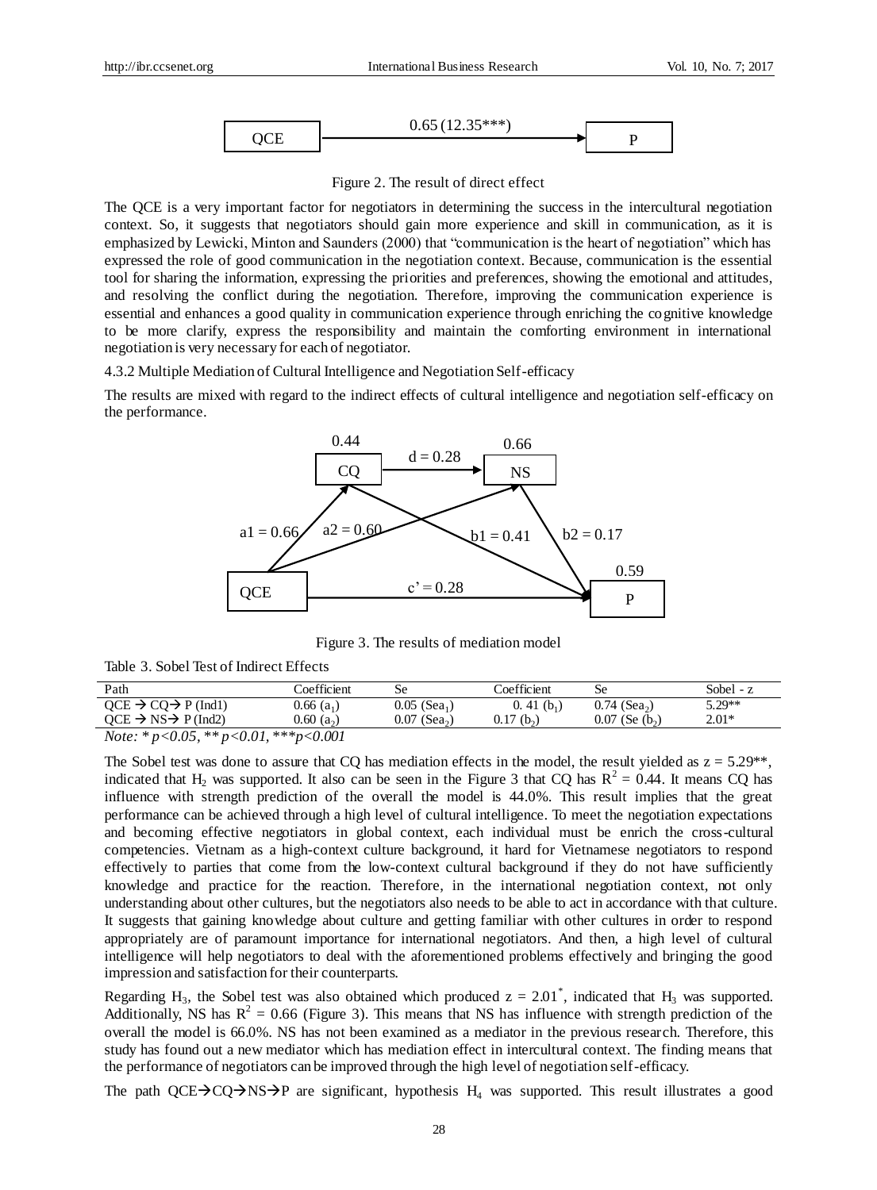Figure 2. The result of direct effect

The QCE is a very important factor for negotiators in determining the success in the intercultural negotiation context. So, it suggests that negotiators should gain more experience and skill in communication, as it is emphasized by Lewicki, Minton and Saunders (2000) that "communication is the heart of negotiation" which has expressed the role of good communication in the negotiation context. Because, communication is the essential tool for sharing the information, expressing the priorities and preferences, showing the emotional and attitudes, and resolving the conflict during the negotiation. Therefore, improving the communication experience is essential and enhances a good quality in communication experience through enriching the cognitive knowledge to be more clarify, express the responsibility and maintain the comforting environment in international negotiation is very necessary for each of negotiator.

4.3.2 Multiple Mediation of Cultural Intelligence and Negotiation Self-efficacy

The results are mixed with regard to the indirect effects of cultural intelligence and negotiation self-efficacy on the performance.

Figure 3. The results of mediation model

Table 3. Sobel Test of Indirect Effects

| Path | Coefficient | Se | Coefficient | Se | Sobel - z |
|---|---|---|---|---|---|
| QCE → CQ→ P (Ind1) | 0.66 ($a_1$) | 0.05 ($Sea_1$) | 0.41 ($b_1$) | 0.74 ($Sea_2$) | 5.29** |
| QCE → NS→ P (Ind2) | 0.60 ($a_2$) | 0.07 ($Sea_2$) | 0.17 ($b_2$) | 0.07 (Se ($b_2$) | 2.01* |

*Note: * p<0.05, ** p<0.01, ***p<0.001*

The Sobel test was done to assure that CQ has mediation effects in the model, the result yielded as z = 5.29**, indicated that $H_2$ was supported. It also can be seen in the Figure 3 that CQ has $R^2 = 0.44$. It means CQ has influence with strength prediction of the overall the model is 44.0%. This result implies that the great performance can be achieved through a high level of cultural intelligence. To meet the negotiation expectations and becoming effective negotiators in global context, each individual must be enrich the cross-cultural competencies. Vietnam as a high-context culture background, it hard for Vietnamese negotiators to respond effectively to parties that come from the low-context cultural background if they do not have sufficiently knowledge and practice for the reaction. Therefore, in the international negotiation context, not only understanding about other cultures, but the negotiators also needs to be able to act in accordance with that culture. It suggests that gaining knowledge about culture and getting familiar with other cultures in order to respond appropriately are of paramount importance for international negotiators. And then, a high level of cultural intelligence will help negotiators to deal with the aforementioned problems effectively and bringing the good impression and satisfaction for their counterparts.

Regarding $H_3$, the Sobel test was also obtained which produced z = 2.01*, indicated that $H_3$ was supported. Additionally, NS has $R^2 = 0.66$ (Figure 3). This means that NS has influence with strength prediction of the overall the model is 66.0%. NS has not been examined as a mediator in the previous research. Therefore, this study has found out a new mediator which has mediation effect in intercultural context. The finding means that the performance of negotiators can be improved through the high level of negotiation self-efficacy.

The path QCE→CQ→NS→P are significant, hypothesis $H_4$ was supported. This result illustrates a good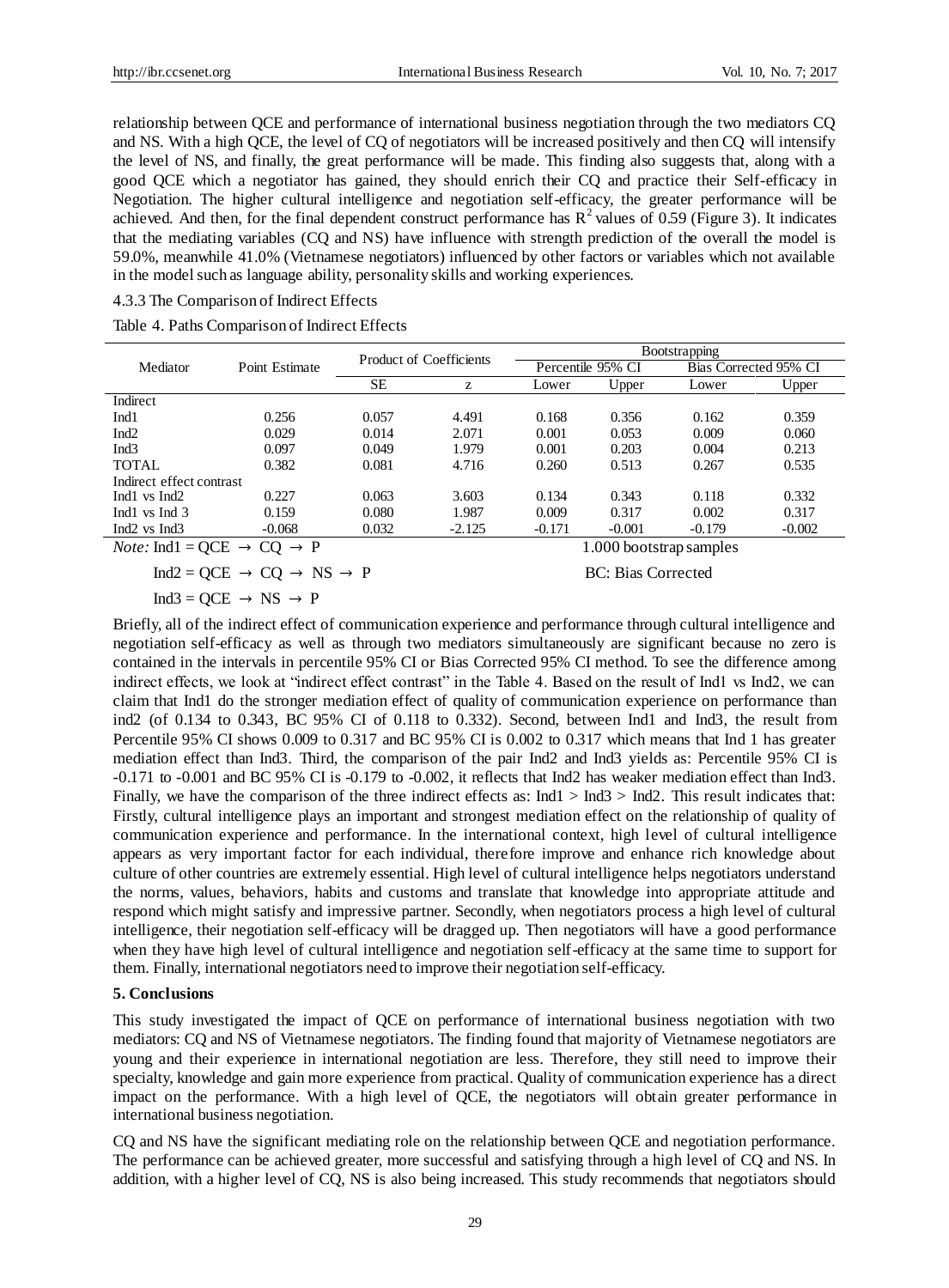relationship between QCE and performance of international business negotiation through the two mediators CQ and NS. With a high QCE, the level of CQ of negotiators will be increased positively and then CQ will intensify the level of NS, and finally, the great performance will be made. This finding also suggests that, along with a good QCE which a negotiator has gained, they should enrich their CQ and practice their Self-efficacy in Negotiation. The higher cultural intelligence and negotiation self-efficacy, the greater performance will be achieved. And then, for the final dependent construct performance has $R^2$ values of 0.59 (Figure 3). It indicates that the mediating variables (CQ and NS) have influence with strength prediction of the overall the model is 59.0%, meanwhile 41.0% (Vietnamese negotiators) influenced by other factors or variables which not available in the model such as language ability, personality skills and working experiences.

#### 4.3.3 The Comparison of Indirect Effects

Table 4. Paths Comparison of Indirect Effects

| Mediator | Point Estimate | Product of Coefficients | | Bootstrapping | | | |
|---|---|---|---|---|---|---|---|
| | | | | Percentile 95% CI | | Bias Corrected 95% CI | |
| | | SE | z | Lower | Upper | Lower | Upper |
| Indirect | | | | | | | |
| Ind1 | 0.256 | 0.057 | 4.491 | 0.168 | 0.356 | 0.162 | 0.359 |
| Ind2 | 0.029 | 0.014 | 2.071 | 0.001 | 0.053 | 0.009 | 0.060 |
| Ind3 | 0.097 | 0.049 | 1.979 | 0.001 | 0.203 | 0.004 | 0.213 |
| TOTAL | 0.382 | 0.081 | 4.716 | 0.260 | 0.513 | 0.267 | 0.535 |
| Indirect effect contrast | | | | | | | |
| Ind1 vs Ind2 | 0.227 | 0.063 | 3.603 | 0.134 | 0.343 | 0.118 | 0.332 |
| Ind1 vs Ind 3 | 0.159 | 0.080 | 1.987 | 0.009 | 0.317 | 0.002 | 0.317 |
| Ind2 vs Ind3 | -0.068 | 0.032 | -2.125 | -0.171 | -0.001 | -0.179 | -0.002 |

*Note:* Ind1 = QCE → CQ → P; Ind2 = QCE → CQ → NS → P; Ind3 = QCE → NS → P. 1.000 bootstrap samples. BC: Bias Corrected

Briefly, all of the indirect effect of communication experience and performance through cultural intelligence and negotiation self-efficacy as well as through two mediators simultaneously are significant because no zero is contained in the intervals in percentile 95% CI or Bias Corrected 95% CI method. To see the difference among indirect effects, we look at "indirect effect contrast" in the Table 4. Based on the result of Ind1 vs Ind2, we can claim that Ind1 do the stronger mediation effect of quality of communication experience on performance than ind2 (of 0.134 to 0.343, BC 95% CI of 0.118 to 0.332). Second, between Ind1 and Ind3, the result from Percentile 95% CI shows 0.009 to 0.317 and BC 95% CI is 0.002 to 0.317 which means that Ind 1 has greater mediation effect than Ind3. Third, the comparison of the pair Ind2 and Ind3 yields as: Percentile 95% CI is -0.171 to -0.001 and BC 95% CI is -0.179 to -0.002, it reflects that Ind2 has weaker mediation effect than Ind3. Finally, we have the comparison of the three indirect effects as: Ind1 > Ind3 > Ind2. This result indicates that: Firstly, cultural intelligence plays an important and strongest mediation effect on the relationship of quality of communication experience and performance. In the international context, high level of cultural intelligence appears as very important factor for each individual, therefore improve and enhance rich knowledge about culture of other countries are extremely essential. High level of cultural intelligence helps negotiators understand the norms, values, behaviors, habits and customs and translate that knowledge into appropriate attitude and respond which might satisfy and impressive partner. Secondly, when negotiators process a high level of cultural intelligence, their negotiation self-efficacy will be dragged up. Then negotiators will have a good performance when they have high level of cultural intelligence and negotiation self-efficacy at the same time to support for them. Finally, international negotiators need to improve their negotiation self-efficacy.

## 5. Conclusions

This study investigated the impact of QCE on performance of international business negotiation with two mediators: CQ and NS of Vietnamese negotiators. The finding found that majority of Vietnamese negotiators are young and their experience in international negotiation are less. Therefore, they still need to improve their specialty, knowledge and gain more experience from practical. Quality of communication experience has a direct impact on the performance. With a high level of QCE, the negotiators will obtain greater performance in international business negotiation.

CQ and NS have the significant mediating role on the relationship between QCE and negotiation performance. The performance can be achieved greater, more successful and satisfying through a high level of CQ and NS. In addition, with a higher level of CQ, NS is also being increased. This study recommends that negotiators should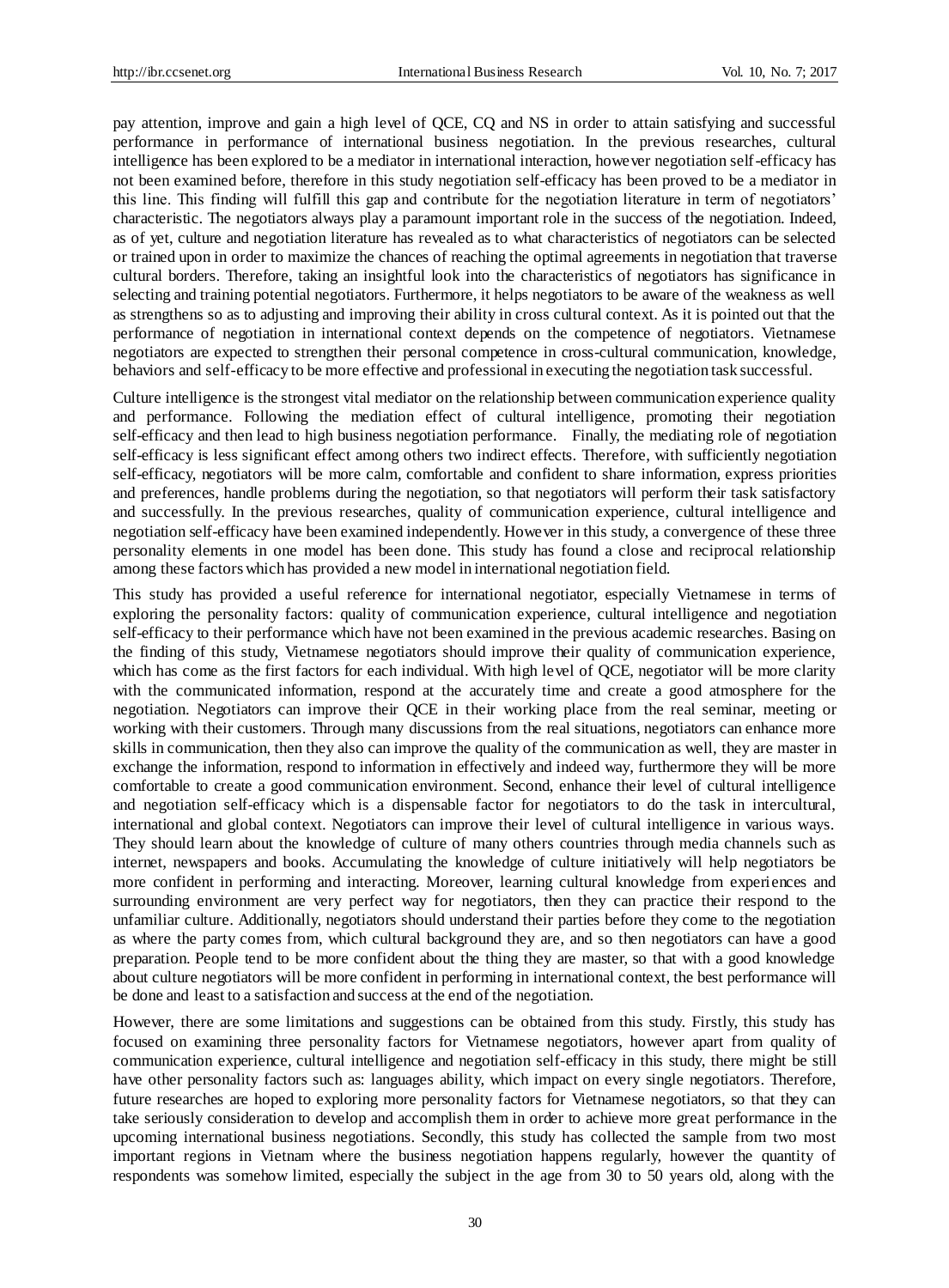pay attention, improve and gain a high level of QCE, CQ and NS in order to attain satisfying and successful performance in performance of international business negotiation. In the previous researches, cultural intelligence has been explored to be a mediator in international interaction, however negotiation self-efficacy has not been examined before, therefore in this study negotiation self-efficacy has been proved to be a mediator in this line. This finding will fulfill this gap and contribute for the negotiation literature in term of negotiators' characteristic. The negotiators always play a paramount important role in the success of the negotiation. Indeed, as of yet, culture and negotiation literature has revealed as to what characteristics of negotiators can be selected or trained upon in order to maximize the chances of reaching the optimal agreements in negotiation that traverse cultural borders. Therefore, taking an insightful look into the characteristics of negotiators has significance in selecting and training potential negotiators. Furthermore, it helps negotiators to be aware of the weakness as well as strengthens so as to adjusting and improving their ability in cross cultural context. As it is pointed out that the performance of negotiation in international context depends on the competence of negotiators. Vietnamese negotiators are expected to strengthen their personal competence in cross-cultural communication, knowledge, behaviors and self-efficacy to be more effective and professional in executing the negotiation task successful.

Culture intelligence is the strongest vital mediator on the relationship between communication experience quality and performance. Following the mediation effect of cultural intelligence, promoting their negotiation self-efficacy and then lead to high business negotiation performance. Finally, the mediating role of negotiation self-efficacy is less significant effect among others two indirect effects. Therefore, with sufficiently negotiation self-efficacy, negotiators will be more calm, comfortable and confident to share information, express priorities and preferences, handle problems during the negotiation, so that negotiators will perform their task satisfactory and successfully. In the previous researches, quality of communication experience, cultural intelligence and negotiation self-efficacy have been examined independently. However in this study, a convergence of these three personality elements in one model has been done. This study has found a close and reciprocal relationship among these factors which has provided a new model in international negotiation field.

This study has provided a useful reference for international negotiator, especially Vietnamese in terms of exploring the personality factors: quality of communication experience, cultural intelligence and negotiation self-efficacy to their performance which have not been examined in the previous academic researches. Basing on the finding of this study, Vietnamese negotiators should improve their quality of communication experience, which has come as the first factors for each individual. With high level of QCE, negotiator will be more clarity with the communicated information, respond at the accurately time and create a good atmosphere for the negotiation. Negotiators can improve their QCE in their working place from the real seminar, meeting or working with their customers. Through many discussions from the real situations, negotiators can enhance more skills in communication, then they also can improve the quality of the communication as well, they are master in exchange the information, respond to information in effectively and indeed way, furthermore they will be more comfortable to create a good communication environment. Second, enhance their level of cultural intelligence and negotiation self-efficacy which is a dispensable factor for negotiators to do the task in intercultural, international and global context. Negotiators can improve their level of cultural intelligence in various ways. They should learn about the knowledge of culture of many others countries through media channels such as internet, newspapers and books. Accumulating the knowledge of culture initiatively will help negotiators be more confident in performing and interacting. Moreover, learning cultural knowledge from experiences and surrounding environment are very perfect way for negotiators, then they can practice their respond to the unfamiliar culture. Additionally, negotiators should understand their parties before they come to the negotiation as where the party comes from, which cultural background they are, and so then negotiators can have a good preparation. People tend to be more confident about the thing they are master, so that with a good knowledge about culture negotiators will be more confident in performing in international context, the best performance will be done and least to a satisfaction and success at the end of the negotiation.

However, there are some limitations and suggestions can be obtained from this study. Firstly, this study has focused on examining three personality factors for Vietnamese negotiators, however apart from quality of communication experience, cultural intelligence and negotiation self-efficacy in this study, there might be still have other personality factors such as: languages ability, which impact on every single negotiators. Therefore, future researches are hoped to exploring more personality factors for Vietnamese negotiators, so that they can take seriously consideration to develop and accomplish them in order to achieve more great performance in the upcoming international business negotiations. Secondly, this study has collected the sample from two most important regions in Vietnam where the business negotiation happens regularly, however the quantity of respondents was somehow limited, especially the subject in the age from 30 to 50 years old, along with the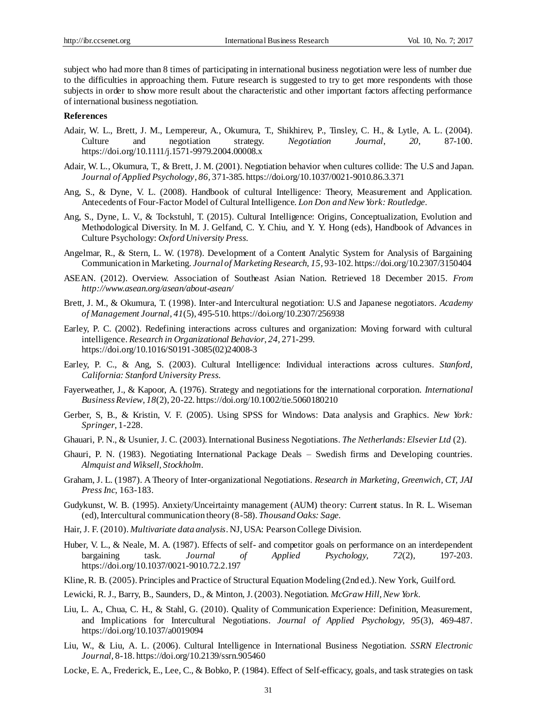subject who had more than 8 times of participating in international business negotiation were less of number due to the difficulties in approaching them. Future research is suggested to try to get more respondents with those subjects in order to show more result about the characteristic and other important factors affecting performance of international business negotiation.

**References**

Adair, W. L., Brett, J. M., Lempereur, A., Okumura, T., Shikhirev, P., Tinsley, C. H., & Lytle, A. L. (2004). Culture and negotiation strategy. *Negotiation Journal*, *20*, 87-100. https://doi.org/10.1111/j.1571-9979.2004.00008.x

Adair, W. L., Okumura, T., & Brett, J. M. (2001). Negotiation behavior when cultures collide: The U.S and Japan. *Journal of Applied Psychology*, *86*, 371-385. https://doi.org/10.1037/0021-9010.86.3.371

Ang, S., & Dyne, V. L. (2008). Handbook of cultural Intelligence: Theory, Measurement and Application. Antecedents of Four-Factor Model of Cultural Intelligence. *Lon Don and New York: Routledge*.

Ang, S., Dyne, L. V., & Tockstuhl, T. (2015). Cultural Intelligence: Origins, Conceptualization, Evolution and Methodological Diversity. In M. J. Gelfand, C. Y. Chiu, and Y. Y. Hong (eds), Handbook of Advances in Culture Psychology: *Oxford University Press*.

Angelmar, R., & Stern, L. W. (1978). Development of a Content Analytic System for Analysis of Bargaining Communication in Marketing. *Journal of Marketing Research, 15*, 93-102. https://doi.org/10.2307/3150404

ASEAN. (2012). Overview. Association of Southeast Asian Nation. Retrieved 18 December 2015. *From http://www.asean.org/asean/about-asean/*

Brett, J. M., & Okumura, T. (1998). Inter-and Intercultural negotiation: U.S and Japanese negotiators. *Academy of Management Journal*, *41*(5), 495-510. https://doi.org/10.2307/256938

Earley, P. C. (2002). Redefining interactions across cultures and organization: Moving forward with cultural intelligence. *Research in Organizational Behavior, 24*, 271-299. https://doi.org/10.1016/S0191-3085(02)24008-3

Earley, P. C., & Ang, S. (2003). Cultural Intelligence: Individual interactions across cultures. *Stanford, California: Stanford University Press*.

Fayerweather, J., & Kapoor, A. (1976). Strategy and negotiations for the international corporation. *International Business Review*, *18*(2), 20-22. https://doi.org/10.1002/tie.5060180210

Gerber, S, B., & Kristin, V. F. (2005). Using SPSS for Windows: Data analysis and Graphics. *New York: Springer*, 1-228.

Ghauari, P. N., & Usunier, J. C. (2003). International Business Negotiations. *The Netherlands: Elsevier Ltd* (2).

Ghauri, P. N. (1983). Negotiating International Package Deals – Swedish firms and Developing countries. *Almquist and Wiksell, Stockholm*.

Graham, J. L. (1987). A Theory of Inter-organizational Negotiations. *Research in Marketing, Greenwich, CT, JAI Press Inc*, 163-183.

Gudykunst, W. B. (1995). Anxiety/Unceirtainty management (AUM) theory: Current status. In R. L. Wiseman (ed), Intercultural communication theory (8-58). *Thousand Oaks: Sage*.

Hair, J. F. (2010). *Multivariate data analysis*. NJ, USA: Pearson College Division.

Huber, V. L., & Neale, M. A. (1987). Effects of self- and competitor goals on performance on an interdependent bargaining task. *Journal of Applied Psychology, 72*(2), 197-203. https://doi.org/10.1037/0021-9010.72.2.197

Kline, R. B. (2005). Principles and Practice of Structural Equation Modeling (2nd ed.). New York, Guilford.

Lewicki, R. J., Barry, B., Saunders, D., & Minton, J. (2003). Negotiation. *McGraw Hill, New York*.

Liu, L. A., Chua, C. H., & Stahl, G. (2010). Quality of Communication Experience: Definition, Measurement, and Implications for Intercultural Negotiations. *Journal of Applied Psychology, 95*(3), 469-487. https://doi.org/10.1037/a0019094

Liu, W., & Liu, A. L. (2006). Cultural Intelligence in International Business Negotiation. *SSRN Electronic Journal*, 8-18. https://doi.org/10.2139/ssrn.905460

Locke, E. A., Frederick, E., Lee, C., & Bobko, P. (1984). Effect of Self-efficacy, goals, and task strategies on task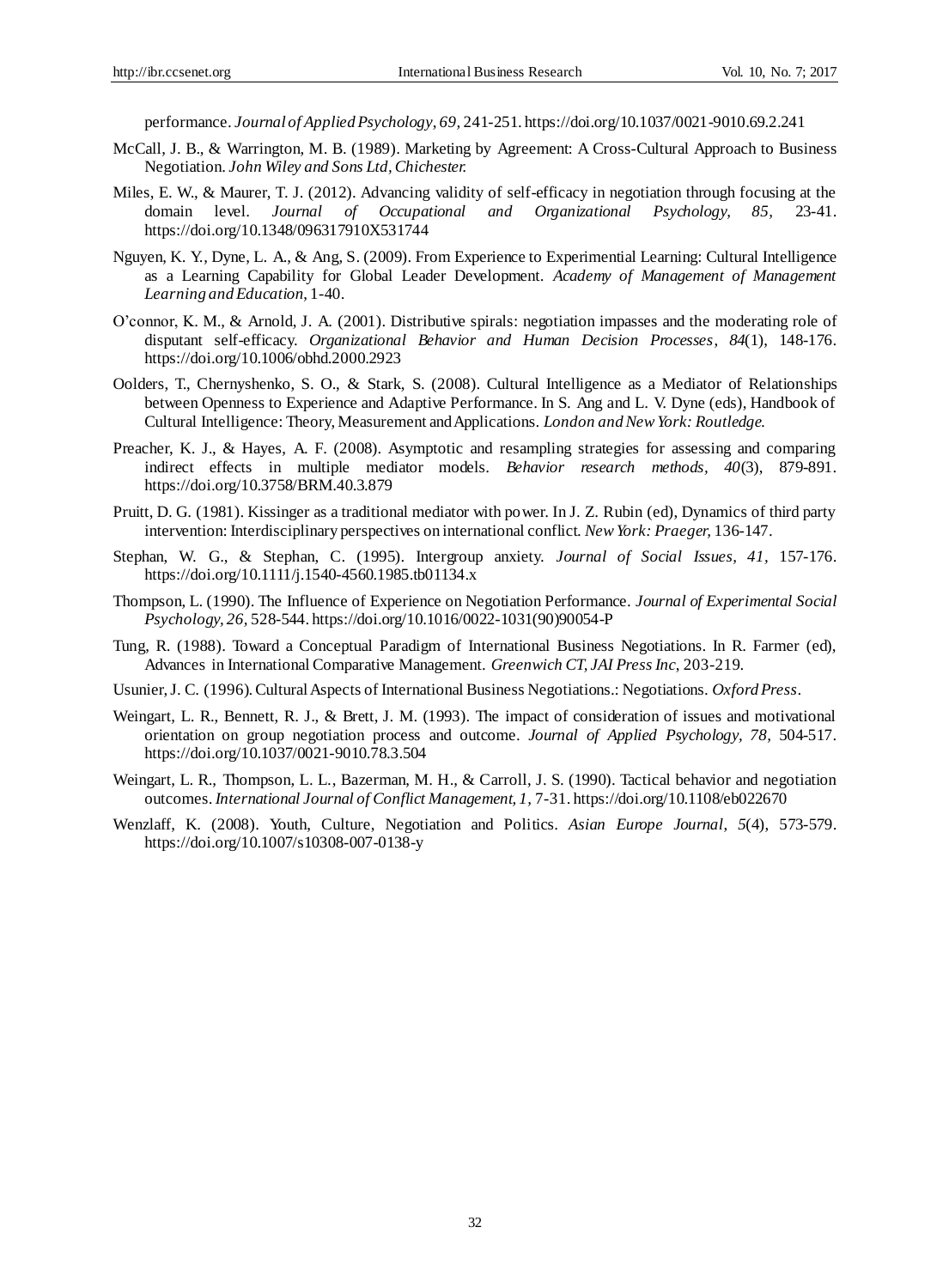performance. *Journal of Applied Psychology, 69,* 241-251. https://doi.org/10.1037/0021-9010.69.2.241

McCall, J. B., & Warrington, M. B. (1989). Marketing by Agreement: A Cross-Cultural Approach to Business Negotiation. *John Wiley and Sons Ltd, Chichester.*

Miles, E. W., & Maurer, T. J. (2012). Advancing validity of self-efficacy in negotiation through focusing at the domain level. *Journal of Occupational and Organizational Psychology, 85,* 23-41. https://doi.org/10.1348/096317910X531744

Nguyen, K. Y., Dyne, L. A., & Ang, S. (2009). From Experience to Experimential Learning: Cultural Intelligence as a Learning Capability for Global Leader Development. *Academy of Management of Management Learning and Education*, 1-40.

O'connor, K. M., & Arnold, J. A. (2001). Distributive spirals: negotiation impasses and the moderating role of disputant self-efficacy. *Organizational Behavior and Human Decision Processes*, *84*(1), 148-176. https://doi.org/10.1006/obhd.2000.2923

Oolders, T., Chernyshenko, S. O., & Stark, S. (2008). Cultural Intelligence as a Mediator of Relationships between Openness to Experience and Adaptive Performance. In S. Ang and L. V. Dyne (eds), Handbook of Cultural Intelligence: Theory, Measurement and Applications. *London and New York: Routledge.*

Preacher, K. J., & Hayes, A. F. (2008). Asymptotic and resampling strategies for assessing and comparing indirect effects in multiple mediator models. *Behavior research methods, 40*(3), 879-891. https://doi.org/10.3758/BRM.40.3.879

Pruitt, D. G. (1981). Kissinger as a traditional mediator with power. In J. Z. Rubin (ed), Dynamics of third party intervention: Interdisciplinary perspectives on international conflict. *New York: Praeger,* 136-147.

Stephan, W. G., & Stephan, C. (1995). Intergroup anxiety. *Journal of Social Issues, 41,* 157-176. https://doi.org/10.1111/j.1540-4560.1985.tb01134.x

Thompson, L. (1990). The Influence of Experience on Negotiation Performance. *Journal of Experimental Social Psychology, 26,* 528-544. https://doi.org/10.1016/0022-1031(90)90054-P

Tung, R. (1988). Toward a Conceptual Paradigm of International Business Negotiations. In R. Farmer (ed), Advances in International Comparative Management. *Greenwich CT, JAI Press Inc,* 203-219.

Usunier, J. C. (1996). Cultural Aspects of International Business Negotiations.: Negotiations. *Oxford Press*.

Weingart, L. R., Bennett, R. J., & Brett, J. M. (1993). The impact of consideration of issues and motivational orientation on group negotiation process and outcome. *Journal of Applied Psychology, 78,* 504-517. https://doi.org/10.1037/0021-9010.78.3.504

Weingart, L. R., Thompson, L. L., Bazerman, M. H., & Carroll, J. S. (1990). Tactical behavior and negotiation outcomes. *International Journal of Conflict Management, 1,* 7-31. https://doi.org/10.1108/eb022670

Wenzlaff, K. (2008). Youth, Culture, Negotiation and Politics. *Asian Europe Journal, 5*(4), 573-579. https://doi.org/10.1007/s10308-007-0138-y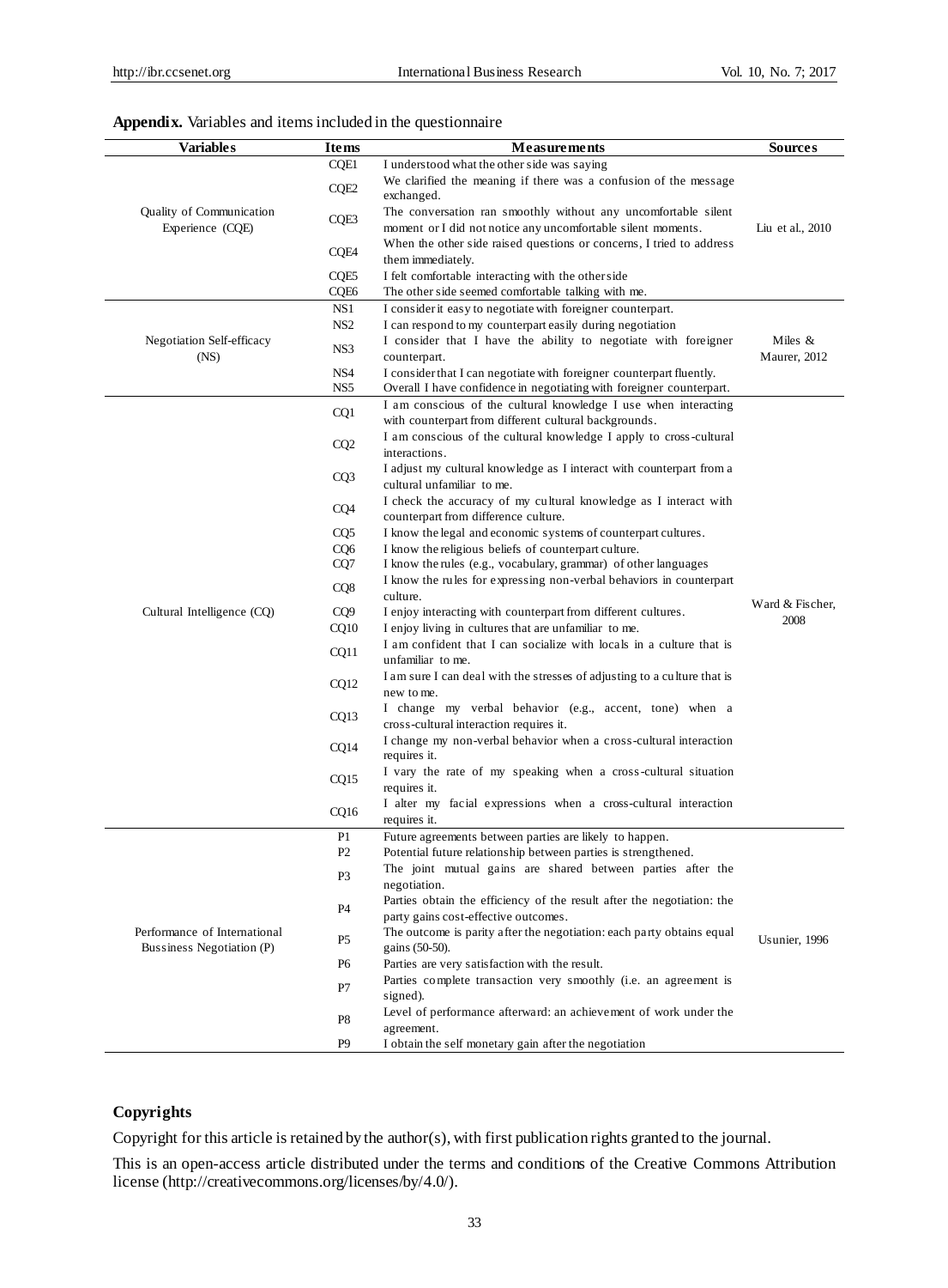**Appendix.** Variables and items included in the questionnaire

| Variables | Items | Measurements | Sources |
|---|---|---|---|
| Quality of Communication Experience (CQE) | CQE1 | I understood what the other side was saying | Liu et al., 2010 |
| | CQE2 | We clarified the meaning if there was a confusion of the message exchanged. | |
| | CQE3 | The conversation ran smoothly without any uncomfortable silent moment or I did not notice any uncomfortable silent moments. | |
| | CQE4 | When the other side raised questions or concerns, I tried to address them immediately. | |
| | CQE5 | I felt comfortable interacting with the other side | |
| | CQE6 | The other side seemed comfortable talking with me. | |
| Negotiation Self-efficacy (NS) | NS1 | I consider it easy to negotiate with foreigner counterpart. | Miles & Maurer, 2012 |
| | NS2 | I can respond to my counterpart easily during negotiation | |
| | NS3 | I consider that I have the ability to negotiate with foreigner counterpart. | |
| | NS4 | I consider that I can negotiate with foreigner counterpart fluently. | |
| | NS5 | Overall I have confidence in negotiating with foreigner counterpart. | |
| Cultural Intelligence (CQ) | CQ1 | I am conscious of the cultural knowledge I use when interacting with counterpart from different cultural backgrounds. | Ward & Fischer, 2008 |
| | CQ2 | I am conscious of the cultural knowledge I apply to cross-cultural interactions. | |
| | CQ3 | I adjust my cultural knowledge as I interact with counterpart from a cultural unfamiliar to me. | |
| | CQ4 | I check the accuracy of my cultural knowledge as I interact with counterpart from difference culture. | |
| | CQ5 | I know the legal and economic systems of counterpart cultures. | |
| | CQ6 | I know the religious beliefs of counterpart culture. | |
| | CQ7 | I know the rules (e.g., vocabulary, grammar) of other languages | |
| | CQ8 | I know the rules for expressing non-verbal behaviors in counterpart culture. | |
| | CQ9 | I enjoy interacting with counterpart from different cultures. | |
| | CQ10 | I enjoy living in cultures that are unfamiliar to me. | |
| | CQ11 | I am confident that I can socialize with locals in a culture that is unfamiliar to me. | |
| | CQ12 | I am sure I can deal with the stresses of adjusting to a culture that is new to me. | |
| | CQ13 | I change my verbal behavior (e.g., accent, tone) when a cross-cultural interaction requires it. | |
| | CQ14 | I change my non-verbal behavior when a cross-cultural interaction requires it. | |
| | CQ15 | I vary the rate of my speaking when a cross-cultural situation requires it. | |
| | CQ16 | I alter my facial expressions when a cross-cultural interaction requires it. | |
| Performance of International Bussiness Negotiation (P) | P1 | Future agreements between parties are likely to happen. | Usunier, 1996 |
| | P2 | Potential future relationship between parties is strengthened. | |
| | P3 | The joint mutual gains are shared between parties after the negotiation. | |
| | P4 | Parties obtain the efficiency of the result after the negotiation: the party gains cost-effective outcomes. | |
| | P5 | The outcome is parity after the negotiation: each party obtains equal gains (50-50). | |
| | P6 | Parties are very satisfaction with the result. | |
| | P7 | Parties complete transaction very smoothly (i.e. an agreement is signed). | |
| | P8 | Level of performance afterward: an achievement of work under the agreement. | |
| | P9 | I obtain the self monetary gain after the negotiation | |

## Copyrights

Copyright for this article is retained by the author(s), with first publication rights granted to the journal.

This is an open-access article distributed under the terms and conditions of the Creative Commons Attribution license (http://creativecommons.org/licenses/by/4.0/).